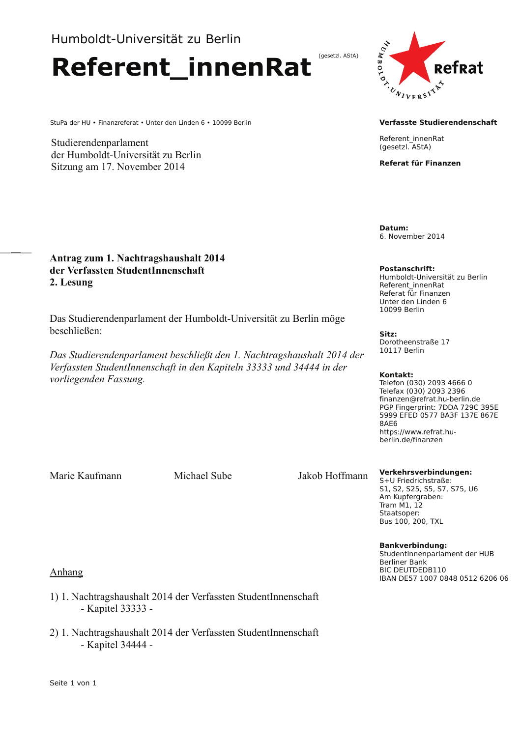Humboldt-Universität zu Berlin

# Referent_innenRat

(gesetzl. AStA)

StuPa der HU • Finanzreferat • Unter den Linden 6 • 10099 Berlin

Studierendenparlament
der Humboldt-Universität zu Berlin
Sitzung am 17. November 2014

**Verfasste Studierendenschaft**

Referent_innenRat
(gesetzl. AStA)

**Referat für Finanzen**

**Datum:**
6. November 2014

**Postanschrift:**
Humboldt-Universität zu Berlin
Referent_innenRat
Referat für Finanzen
Unter den Linden 6
10099 Berlin

**Sitz:**
Dorotheenstraße 17
10117 Berlin

**Kontakt:**
Telefon (030) 2093 4666 0
Telefax (030) 2093 2396
finanzen@refrat.hu-berlin.de
PGP Fingerprint: 7DDA 729C 395E 5999 EFED 0577 BA3F 137E 867E 8AE6
https://www.refrat.hu-berlin.de/finanzen

**Verkehrsverbindungen:**
S+U Friedrichstraße:
S1, S2, S25, S5, S7, S75, U6
Am Kupfergraben:
Tram M1, 12
Staatsoper:
Bus 100, 200, TXL

**Bankverbindung:**
StudentInnenparlament der HUB
Berliner Bank
BIC DEUTDEDB110
IBAN DE57 1007 0848 0512 6206 06

**Antrag zum 1. Nachtragshaushalt 2014**
**der Verfassten StudentInnenschaft**
**2. Lesung**

Das Studierendenparlament der Humboldt-Universität zu Berlin möge beschließen:

*Das Studierendenparlament beschließt den 1. Nachtragshaushalt 2014 der Verfassten StudentInnenschaft in den Kapiteln 33333 und 34444 in der vorliegenden Fassung.*

Marie Kaufmann      Michael Sube      Jakob Hoffmann

<u>Anhang</u>

1) 1. Nachtragshaushalt 2014 der Verfassten StudentInnenschaft
   - Kapitel 33333 -

2) 1. Nachtragshaushalt 2014 der Verfassten StudentInnenschaft
   - Kapitel 34444 -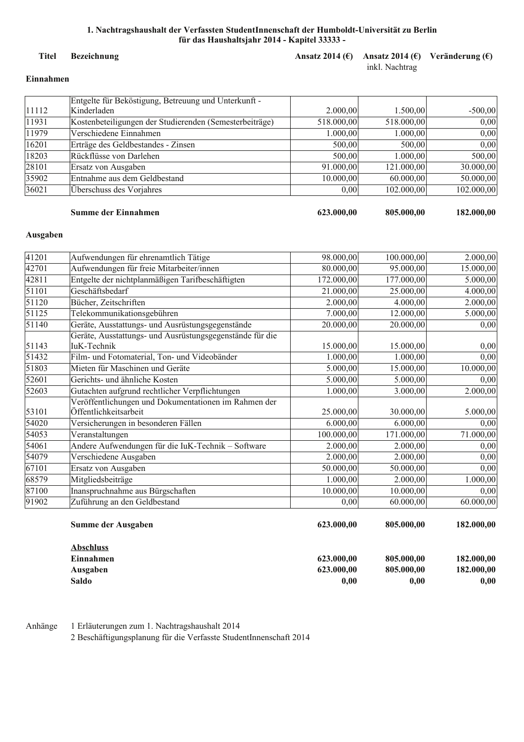**1. Nachtragshaushalt der Verfassten StudentInnenschaft der Humboldt-Universität zu Berlin für das Haushaltsjahr 2014 - Kapitel 33333 -**

| Titel | Bezeichnung | Ansatz 2014 (€) | Ansatz 2014 (€) inkl. Nachtrag | Veränderung (€) |
|---|---|---|---|---|
| **Einnahmen** | | | | |
| 11112 | Entgelte für Beköstigung, Betreuung und Unterkunft - Kinderladen | 2.000,00 | 1.500,00 | -500,00 |
| 11931 | Kostenbeteiligungen der Studierenden (Semesterbeiträge) | 518.000,00 | 518.000,00 | 0,00 |
| 11979 | Verschiedene Einnahmen | 1.000,00 | 1.000,00 | 0,00 |
| 16201 | Erträge des Geldbestandes - Zinsen | 500,00 | 500,00 | 0,00 |
| 18203 | Rückflüsse von Darlehen | 500,00 | 1.000,00 | 500,00 |
| 28101 | Ersatz von Ausgaben | 91.000,00 | 121.000,00 | 30.000,00 |
| 35902 | Entnahme aus dem Geldbestand | 10.000,00 | 60.000,00 | 50.000,00 |
| 36021 | Überschuss des Vorjahres | 0,00 | 102.000,00 | 102.000,00 |
| | **Summe der Einnahmen** | **623.000,00** | **805.000,00** | **182.000,00** |
| **Ausgaben** | | | | |
| 41201 | Aufwendungen für ehrenamtlich Tätige | 98.000,00 | 100.000,00 | 2.000,00 |
| 42701 | Aufwendungen für freie Mitarbeiter/innen | 80.000,00 | 95.000,00 | 15.000,00 |
| 42811 | Entgelte der nichtplanmäßigen Tarifbeschäftigten | 172.000,00 | 177.000,00 | 5.000,00 |
| 51101 | Geschäftsbedarf | 21.000,00 | 25.000,00 | 4.000,00 |
| 51120 | Bücher, Zeitschriften | 2.000,00 | 4.000,00 | 2.000,00 |
| 51125 | Telekommunikationsgebühren | 7.000,00 | 12.000,00 | 5.000,00 |
| 51140 | Geräte, Ausstattungs- und Ausrüstungsgegenstände | 20.000,00 | 20.000,00 | 0,00 |
| 51143 | Geräte, Ausstattungs- und Ausrüstungsgegenstände für die IuK-Technik | 15.000,00 | 15.000,00 | 0,00 |
| 51432 | Film- und Fotomaterial, Ton- und Videobänder | 1.000,00 | 1.000,00 | 0,00 |
| 51803 | Mieten für Maschinen und Geräte | 5.000,00 | 15.000,00 | 10.000,00 |
| 52601 | Gerichts- und ähnliche Kosten | 5.000,00 | 5.000,00 | 0,00 |
| 52603 | Gutachten aufgrund rechtlicher Verpflichtungen | 1.000,00 | 3.000,00 | 2.000,00 |
| 53101 | Veröffentlichungen und Dokumentationen im Rahmen der Öffentlichkeitsarbeit | 25.000,00 | 30.000,00 | 5.000,00 |
| 54020 | Versicherungen in besonderen Fällen | 6.000,00 | 6.000,00 | 0,00 |
| 54053 | Veranstaltungen | 100.000,00 | 171.000,00 | 71.000,00 |
| 54061 | Andere Aufwendungen für die IuK-Technik – Software | 2.000,00 | 2.000,00 | 0,00 |
| 54079 | Verschiedene Ausgaben | 2.000,00 | 2.000,00 | 0,00 |
| 67101 | Ersatz von Ausgaben | 50.000,00 | 50.000,00 | 0,00 |
| 68579 | Mitgliedsbeiträge | 1.000,00 | 2.000,00 | 1.000,00 |
| 87100 | Inanspruchnahme aus Bürgschaften | 10.000,00 | 10.000,00 | 0,00 |
| 91902 | Zuführung an den Geldbestand | 0,00 | 60.000,00 | 60.000,00 |
| | **Summe der Ausgaben** | **623.000,00** | **805.000,00** | **182.000,00** |
| | **Abschluss** | | | |
| | **Einnahmen** | **623.000,00** | **805.000,00** | **182.000,00** |
| | **Ausgaben** | **623.000,00** | **805.000,00** | **182.000,00** |
| | **Saldo** | **0,00** | **0,00** | **0,00** |

Anhänge
1 Erläuterungen zum 1. Nachtragshaushalt 2014
2 Beschäftigungsplanung für die Verfasste StudentInnenschaft 2014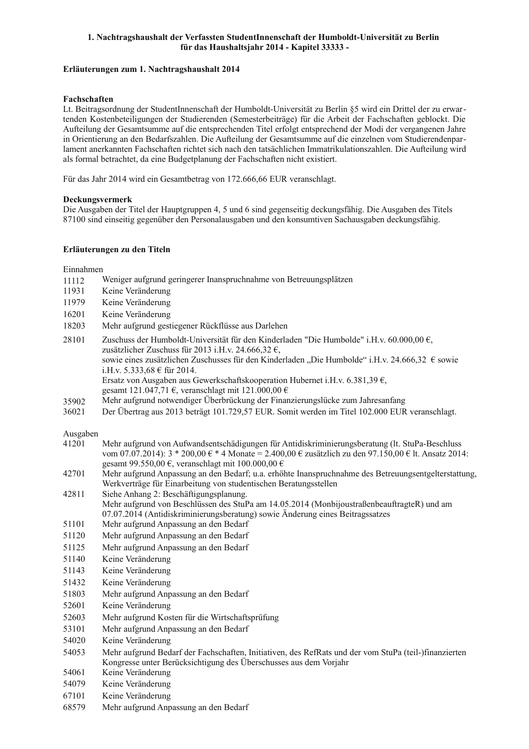**1. Nachtragshaushalt der Verfassten StudentInnenschaft der Humboldt-Universität zu Berlin für das Haushaltsjahr 2014 - Kapitel 33333 -**

**Erläuterungen zum 1. Nachtragshaushalt 2014**

**Fachschaften**

Lt. Beitragsordnung der StudentInnenschaft der Humboldt-Universität zu Berlin §5 wird ein Drittel der zu erwartenden Kostenbeteiligungen der Studierenden (Semesterbeiträge) für die Arbeit der Fachschaften geblockt. Die Aufteilung der Gesamtsumme auf die entsprechenden Titel erfolgt entsprechend der Modi der vergangenen Jahre in Orientierung an den Bedarfszahlen. Die Aufteilung der Gesamtsumme auf die einzelnen vom Studierendenparlament anerkannten Fachschaften richtet sich nach den tatsächlichen Immatrikulationszahlen. Die Aufteilung wird als formal betrachtet, da eine Budgetplanung der Fachschaften nicht existiert.

Für das Jahr 2014 wird ein Gesamtbetrag von 172.666,66 EUR veranschlagt.

**Deckungsvermerk**

Die Ausgaben der Titel der Hauptgruppen 4, 5 und 6 sind gegenseitig deckungsfähig. Die Ausgaben des Titels 87100 sind einseitig gegenüber den Personalausgaben und den konsumtiven Sachausgaben deckungsfähig.

**Erläuterungen zu den Titeln**

Einnahmen

| | |
|---|---|
| 11112 | Weniger aufgrund geringerer Inanspruchnahme von Betreuungsplätzen |
| 11931 | Keine Veränderung |
| 11979 | Keine Veränderung |
| 16201 | Keine Veränderung |
| 18203 | Mehr aufgrund gestiegener Rückflüsse aus Darlehen |
| 28101 | Zuschuss der Humboldt-Universität für den Kinderladen "Die Humbolde" i.H.v. 60.000,00 €, zusätzlicher Zuschuss für 2013 i.H.v. 24.666,32 €, sowie eines zusätzlichen Zuschusses für den Kinderladen „Die Humbolde" i.H.v. 24.666,32 € sowie i.H.v. 5.333,68 € für 2014. Ersatz von Ausgaben aus Gewerkschaftskooperation Hubernet i.H.v. 6.381,39 €, gesamt 121.047,71 €, veranschlagt mit 121.000,00 € |
| 35902 | Mehr aufgrund notwendiger Überbrückung der Finanzierungslücke zum Jahresanfang |
| 36021 | Der Übertrag aus 2013 beträgt 101.729,57 EUR. Somit werden im Titel 102.000 EUR veranschlagt. |

Ausgaben

| | |
|---|---|
| 41201 | Mehr aufgrund von Aufwandsentschädigungen für Antidiskriminierungsberatung (lt. StuPa-Beschluss vom 07.07.2014): 3 * 200,00 € * 4 Monate = 2.400,00 € zusätzlich zu den 97.150,00 € lt. Ansatz 2014: gesamt 99.550,00 €, veranschlagt mit 100.000,00 € |
| 42701 | Mehr aufgrund Anpassung an den Bedarf; u.a. erhöhte Inanspruchnahme des Betreuungsentgelterstattung, Werkverträge für Einarbeitung von studentischen Beratungsstellen |
| 42811 | Siehe Anhang 2: Beschäftigungsplanung. Mehr aufgrund von Beschlüssen des StuPa am 14.05.2014 (MonbijoustraßenbeauftragteR) und am 07.07.2014 (Antidiskriminierungsberatung) sowie Änderung eines Beitragssatzes |
| 51101 | Mehr aufgrund Anpassung an den Bedarf |
| 51120 | Mehr aufgrund Anpassung an den Bedarf |
| 51125 | Mehr aufgrund Anpassung an den Bedarf |
| 51140 | Keine Veränderung |
| 51143 | Keine Veränderung |
| 51432 | Keine Veränderung |
| 51803 | Mehr aufgrund Anpassung an den Bedarf |
| 52601 | Keine Veränderung |
| 52603 | Mehr aufgrund Kosten für die Wirtschaftsprüfung |
| 53101 | Mehr aufgrund Anpassung an den Bedarf |
| 54020 | Keine Veränderung |
| 54053 | Mehr aufgrund Bedarf der Fachschaften, Initiativen, des RefRats und der vom StuPa (teil-)finanzierten Kongresse unter Berücksichtigung des Überschusses aus dem Vorjahr |
| 54061 | Keine Veränderung |
| 54079 | Keine Veränderung |
| 67101 | Keine Veränderung |
| 68579 | Mehr aufgrund Anpassung an den Bedarf |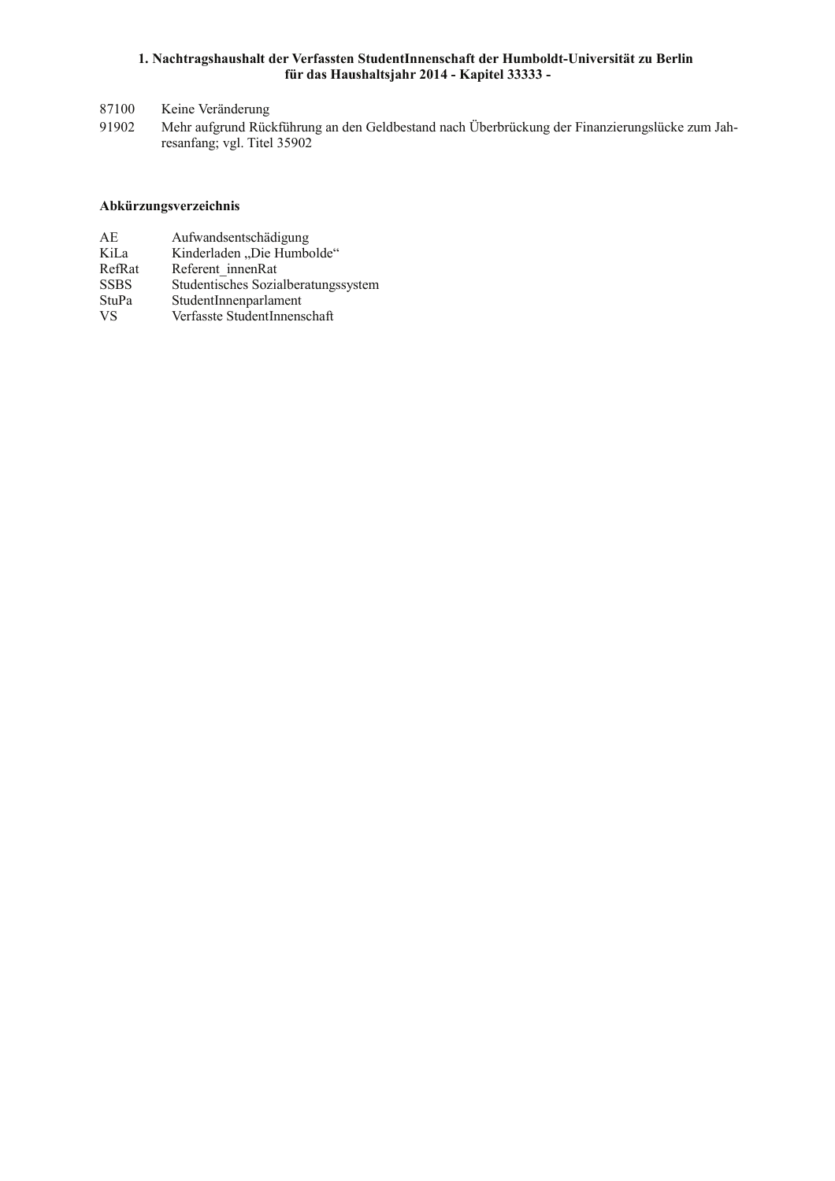**1. Nachtragshaushalt der Verfassten StudentInnenschaft der Humboldt-Universität zu Berlin für das Haushaltsjahr 2014 - Kapitel 33333 -**

87100 Keine Veränderung

91902 Mehr aufgrund Rückführung an den Geldbestand nach Überbrückung der Finanzierungslücke zum Jahresanfang; vgl. Titel 35902

**Abkürzungsverzeichnis**

| | |
|---|---|
| AE | Aufwandsentschädigung |
| KiLa | Kinderladen „Die Humbolde“ |
| RefRat | Referent_innenRat |
| SSBS | Studentisches Sozialberatungssystem |
| StuPa | StudentInnenparlament |
| VS | Verfasste StudentInnenschaft |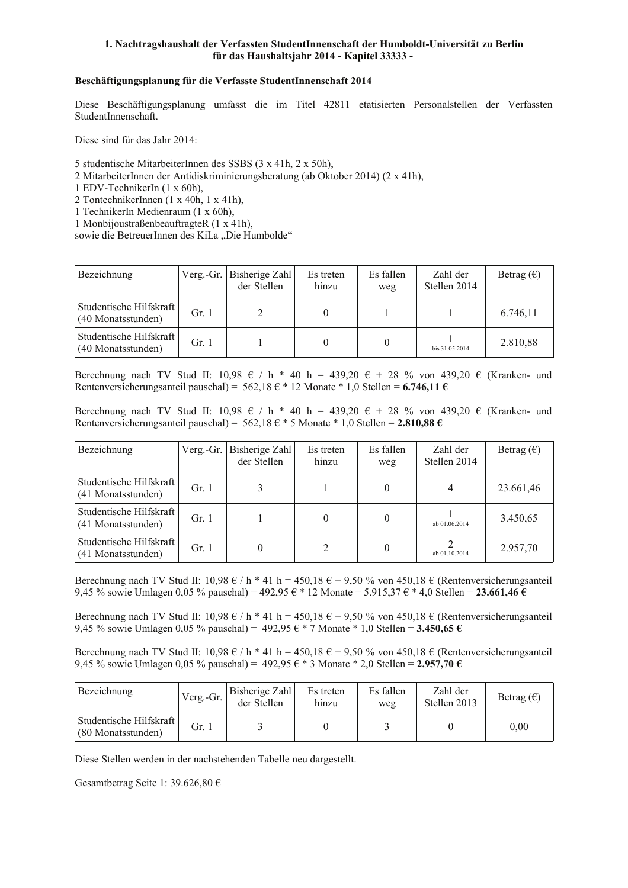**1. Nachtragshaushalt der Verfassten StudentInnenschaft der Humboldt-Universität zu Berlin für das Haushaltsjahr 2014 - Kapitel 33333 -**

**Beschäftigungsplanung für die Verfasste StudentInnenschaft 2014**

Diese Beschäftigungsplanung umfasst die im Titel 42811 etatisierten Personalstellen der Verfassten StudentInnenschaft.

Diese sind für das Jahr 2014:

5 studentische MitarbeiterInnen des SSBS (3 x 41h, 2 x 50h),
2 MitarbeiterInnen der Antidiskriminierungsberatung (ab Oktober 2014) (2 x 41h),
1 EDV-TechnikerIn (1 x 60h),
2 TontechnikerInnen (1 x 40h, 1 x 41h),
1 TechnikerIn Medienraum (1 x 60h),
1 MonbijoustraßenbeauftragteR (1 x 41h),
sowie die BetreuerInnen des KiLa „Die Humbolde"

| Bezeichnung | Verg.-Gr. | Bisherige Zahl der Stellen | Es treten hinzu | Es fallen weg | Zahl der Stellen 2014 | Betrag (€) |
|---|---|---|---|---|---|---|
| Studentische Hilfskraft (40 Monatsstunden) | Gr. 1 | 2 | 0 | 1 | 1 | 6.746,11 |
| Studentische Hilfskraft (40 Monatsstunden) | Gr. 1 | 1 | 0 | 0 | 1 bis 31.05.2014 | 2.810,88 |

Berechnung nach TV Stud II: 10,98 € / h * 40 h = 439,20 € + 28 % von 439,20 € (Kranken- und Rentenversicherungsanteil pauschal) = 562,18 € * 12 Monate * 1,0 Stellen = **6.746,11 €**

Berechnung nach TV Stud II: 10,98 € / h * 40 h = 439,20 € + 28 % von 439,20 € (Kranken- und Rentenversicherungsanteil pauschal) = 562,18 € * 5 Monate * 1,0 Stellen = **2.810,88 €**

| Bezeichnung | Verg.-Gr. | Bisherige Zahl der Stellen | Es treten hinzu | Es fallen weg | Zahl der Stellen 2014 | Betrag (€) |
|---|---|---|---|---|---|---|
| Studentische Hilfskraft (41 Monatsstunden) | Gr. 1 | 3 | 1 | 0 | 4 | 23.661,46 |
| Studentische Hilfskraft (41 Monatsstunden) | Gr. 1 | 1 | 0 | 0 | 1 ab 01.06.2014 | 3.450,65 |
| Studentische Hilfskraft (41 Monatsstunden) | Gr. 1 | 0 | 2 | 0 | 2 ab 01.10.2014 | 2.957,70 |

Berechnung nach TV Stud II: 10,98 € / h * 41 h = 450,18 € + 9,50 % von 450,18 € (Rentenversicherungsanteil 9,45 % sowie Umlagen 0,05 % pauschal) = 492,95 € * 12 Monate = 5.915,37 € * 4,0 Stellen = **23.661,46 €**

Berechnung nach TV Stud II: 10,98 € / h * 41 h = 450,18 € + 9,50 % von 450,18 € (Rentenversicherungsanteil 9,45 % sowie Umlagen 0,05 % pauschal) = 492,95 € * 7 Monate * 1,0 Stellen = **3.450,65 €**

Berechnung nach TV Stud II: 10,98 € / h * 41 h = 450,18 € + 9,50 % von 450,18 € (Rentenversicherungsanteil 9,45 % sowie Umlagen 0,05 % pauschal) = 492,95 € * 3 Monate * 2,0 Stellen = **2.957,70 €**

| Bezeichnung | Verg.-Gr. | Bisherige Zahl der Stellen | Es treten hinzu | Es fallen weg | Zahl der Stellen 2013 | Betrag (€) |
|---|---|---|---|---|---|---|
| Studentische Hilfskraft (80 Monatsstunden) | Gr. 1 | 3 | 0 | 3 | 0 | 0,00 |

Diese Stellen werden in der nachstehenden Tabelle neu dargestellt.

Gesamtbetrag Seite 1: 39.626,80 €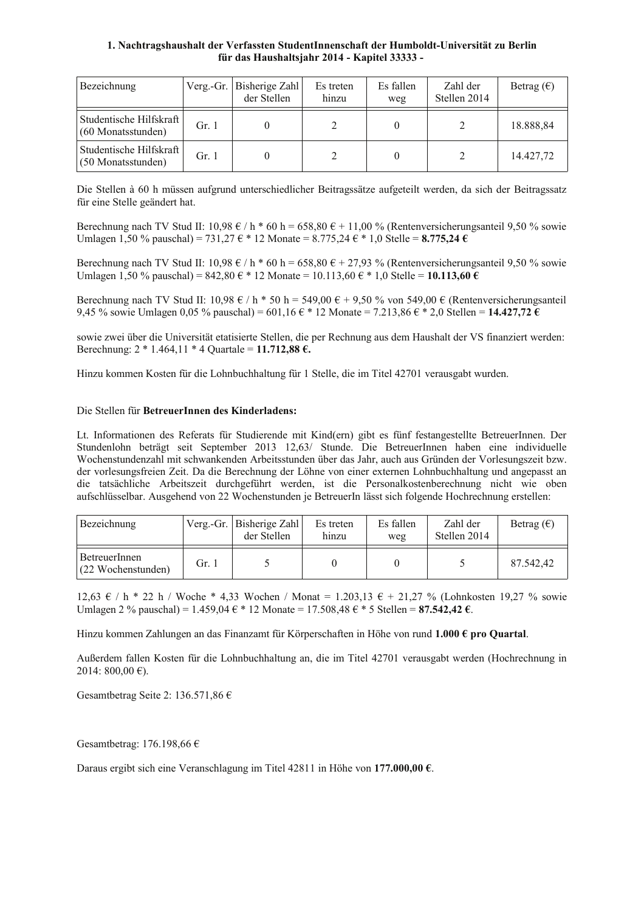**1. Nachtragshaushalt der Verfassten StudentInnenschaft der Humboldt-Universität zu Berlin für das Haushaltsjahr 2014 - Kapitel 33333 -**

| Bezeichnung | Verg.-Gr. | Bisherige Zahl der Stellen | Es treten hinzu | Es fallen weg | Zahl der Stellen 2014 | Betrag (€) |
|---|---|---|---|---|---|---|
| Studentische Hilfskraft (60 Monatsstunden) | Gr. 1 | 0 | 2 | 0 | 2 | 18.888,84 |
| Studentische Hilfskraft (50 Monatsstunden) | Gr. 1 | 0 | 2 | 0 | 2 | 14.427,72 |

Die Stellen à 60 h müssen aufgrund unterschiedlicher Beitragssätze aufgeteilt werden, da sich der Beitragssatz für eine Stelle geändert hat.

Berechnung nach TV Stud II: 10,98 € / h * 60 h = 658,80 € + 11,00 % (Rentenversicherungsanteil 9,50 % sowie Umlagen 1,50 % pauschal) = 731,27 € * 12 Monate = 8.775,24 € * 1,0 Stelle = **8.775,24 €**

Berechnung nach TV Stud II: 10,98 € / h * 60 h = 658,80 € + 27,93 % (Rentenversicherungsanteil 9,50 % sowie Umlagen 1,50 % pauschal) = 842,80 € * 12 Monate = 10.113,60 € * 1,0 Stelle = **10.113,60 €**

Berechnung nach TV Stud II: 10,98 € / h * 50 h = 549,00 € + 9,50 % von 549,00 € (Rentenversicherungsanteil 9,45 % sowie Umlagen 0,05 % pauschal) = 601,16 € * 12 Monate = 7.213,86 € * 2,0 Stellen = **14.427,72 €**

sowie zwei über die Universität etatisierte Stellen, die per Rechnung aus dem Haushalt der VS finanziert werden: Berechnung: 2 * 1.464,11 * 4 Quartale = **11.712,88 €.**

Hinzu kommen Kosten für die Lohnbuchhaltung für 1 Stelle, die im Titel 42701 verausgabt wurden.

Die Stellen für **BetreuerInnen des Kinderladens:**

Lt. Informationen des Referats für Studierende mit Kind(ern) gibt es fünf festangestellte BetreuerInnen. Der Stundenlohn beträgt seit September 2013 12,63/ Stunde. Die BetreuerInnen haben eine individuelle Wochenstundenzahl mit schwankenden Arbeitsstunden über das Jahr, auch aus Gründen der Vorlesungszeit bzw. der vorlesungsfreien Zeit. Da die Berechnung der Löhne von einer externen Lohnbuchhaltung und angepasst an die tatsächliche Arbeitszeit durchgeführt werden, ist die Personalkostenberechnung nicht wie oben aufschlüsselbar. Ausgehend von 22 Wochenstunden je BetreuerIn lässt sich folgende Hochrechnung erstellen:

| Bezeichnung | Verg.-Gr. | Bisherige Zahl der Stellen | Es treten hinzu | Es fallen weg | Zahl der Stellen 2014 | Betrag (€) |
|---|---|---|---|---|---|---|
| BetreuerInnen (22 Wochenstunden) | Gr. 1 | 5 | 0 | 0 | 5 | 87.542,42 |

12,63 € / h * 22 h / Woche * 4,33 Wochen / Monat = 1.203,13 € + 21,27 % (Lohnkosten 19,27 % sowie Umlagen 2 % pauschal) = 1.459,04 € * 12 Monate = 17.508,48 € * 5 Stellen = **87.542,42 €**.

Hinzu kommen Zahlungen an das Finanzamt für Körperschaften in Höhe von rund **1.000 € pro Quartal**.

Außerdem fallen Kosten für die Lohnbuchhaltung an, die im Titel 42701 verausgabt werden (Hochrechnung in 2014: 800,00 €).

Gesamtbetrag Seite 2: 136.571,86 €

Gesamtbetrag: 176.198,66 €

Daraus ergibt sich eine Veranschlagung im Titel 42811 in Höhe von **177.000,00 €**.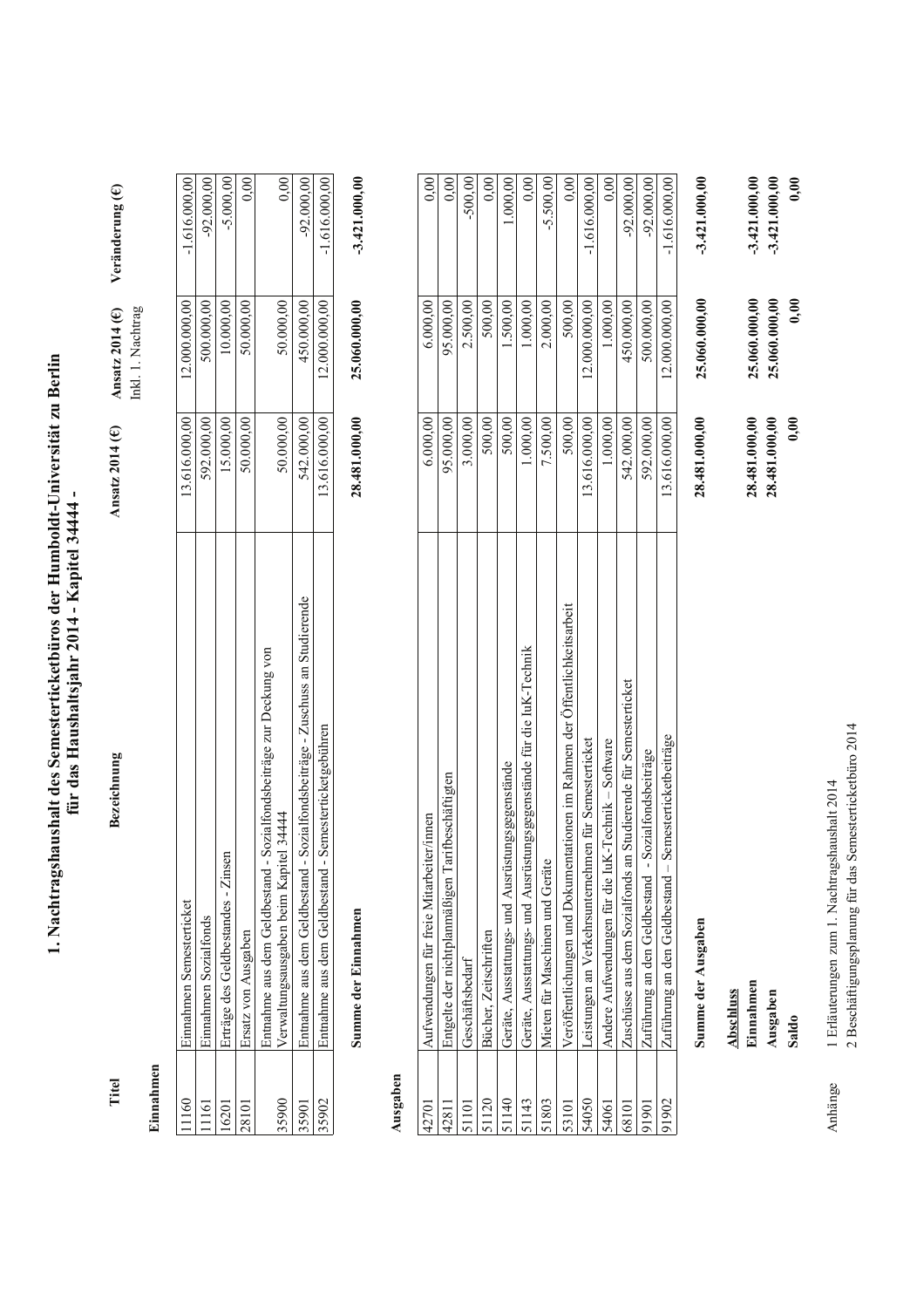# 1. Nachtragshaushalt des Semesterticketbüros der Humboldt-Universität zu Berlin für das Haushaltsjahr 2014 - Kapitel 34444 -

| Titel | Bezeichnung | Ansatz 2014 (€) | Ansatz 2014 (€) Inkl. 1. Nachtrag | Veränderung (€) |
|---|---|---|---|---|
| **Einnahmen** | | | | |
| 11160 | Einnahmen Semesterticket | 13.616.000,00 | 12.000.000,00 | -1.616.000,00 |
| 11161 | Einnahmen Sozialfonds | 592.000,00 | 500.000,00 | -92.000,00 |
| 16201 | Erträge des Geldbestandes - Zinsen | 15.000,00 | 10.000,00 | -5.000,00 |
| 28101 | Ersatz von Ausgaben | 50.000,00 | 50.000,00 | 0,00 |
| 35900 | Entnahme aus dem Geldbestand - Sozialfondsbeiträge zur Deckung von Verwaltungsausgaben beim Kapitel 34444 | 50.000,00 | 50.000,00 | 0,00 |
| 35901 | Entnahme aus dem Geldbestand - Sozialfondsbeiträge - Zuschuss an Studierende | 542.000,00 | 450.000,00 | -92.000,00 |
| 35902 | Entnahme aus dem Geldbestand - Semesterticketgebühren | 13.616.000,00 | 12.000.000,00 | -1.616.000,00 |
| | **Summe der Einnahmen** | **28.481.000,00** | **25.060.000,00** | **-3.421.000,00** |
| **Ausgaben** | | | | |
| 42701 | Aufwendungen für freie Mitarbeiter/innen | 6.000,00 | 6.000,00 | 0,00 |
| 42811 | Entgelte der nichtplanmäßigen Tarifbeschäftigten | 95.000,00 | 95.000,00 | 0,00 |
| 51101 | Geschäftsbedarf | 3.000,00 | 2.500,00 | -500,00 |
| 51120 | Bücher, Zeitschriften | 500,00 | 500,00 | 0,00 |
| 51140 | Geräte, Ausstattungs- und Ausrüstungsgegenstände | 500,00 | 1.500,00 | 1.000,00 |
| 51143 | Geräte, Ausstattungs- und Ausrüstungsgegenstände für die IuK-Technik | 1.000,00 | 1.000,00 | 0,00 |
| 51803 | Mieten für Maschinen und Geräte | 7.500,00 | 2.000,00 | -5.500,00 |
| 53101 | Veröffentlichungen und Dokumentationen im Rahmen der Öffentlichkeitsarbeit | 500,00 | 500,00 | 0,00 |
| 54050 | Leistungen an Verkehrsunternehmen für Semesterticket | 13.616.000,00 | 12.000.000,00 | -1.616.000,00 |
| 54061 | Andere Aufwendungen für die IuK-Technik – Software | 1.000,00 | 1.000,00 | 0,00 |
| 68101 | Zuschüsse aus dem Sozialfonds an Studierende für Semesterticket | 542.000,00 | 450.000,00 | -92.000,00 |
| 91901 | Zuführung an den Geldbestand - Sozialfondsbeiträge | 592.000,00 | 500.000,00 | -92.000,00 |
| 91902 | Zuführung an den Geldbestand – Semesterticketbeiträge | 13.616.000,00 | 12.000.000,00 | -1.616.000,00 |
| | **Summe der Ausgaben** | **28.481.000,00** | **25.060.000,00** | **-3.421.000,00** |
| | **Abschluss** | | | |
| | **Einnahmen** | **28.481.000,00** | **25.060.000,00** | **-3.421.000,00** |
| | **Ausgaben** | **28.481.000,00** | **25.060.000,00** | **-3.421.000,00** |
| | **Saldo** | **0,00** | **0,00** | **0,00** |

Anhänge
1 Erläuterungen zum 1. Nachtragshaushalt 2014
2 Beschäftigungsplanung für das Semesterticketbüro 2014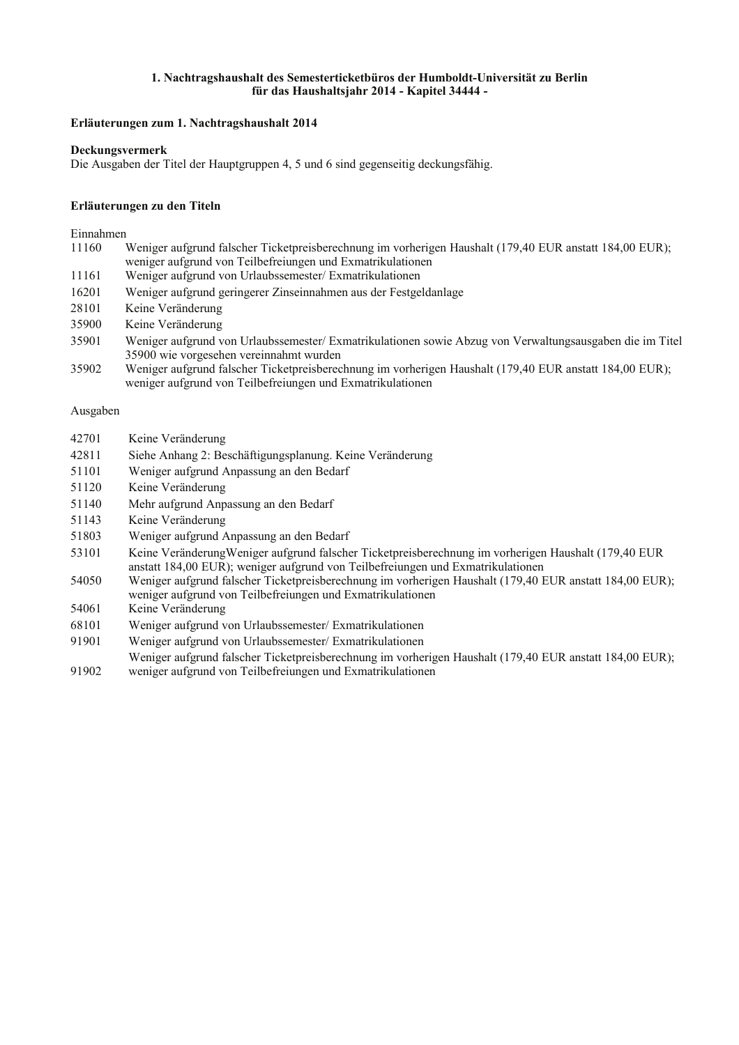**1. Nachtragshaushalt des Semesterticketbüros der Humboldt-Universität zu Berlin für das Haushaltsjahr 2014 - Kapitel 34444 -**

**Erläuterungen zum 1. Nachtragshaushalt 2014**

**Deckungsvermerk**

Die Ausgaben der Titel der Hauptgruppen 4, 5 und 6 sind gegenseitig deckungsfähig.

**Erläuterungen zu den Titeln**

Einnahmen

| | |
|---|---|
| 11160 | Weniger aufgrund falscher Ticketpreisberechnung im vorherigen Haushalt (179,40 EUR anstatt 184,00 EUR); weniger aufgrund von Teilbefreiungen und Exmatrikulationen |
| 11161 | Weniger aufgrund von Urlaubssemester/ Exmatrikulationen |
| 16201 | Weniger aufgrund geringerer Zinseinnahmen aus der Festgeldanlage |
| 28101 | Keine Veränderung |
| 35900 | Keine Veränderung |
| 35901 | Weniger aufgrund von Urlaubssemester/ Exmatrikulationen sowie Abzug von Verwaltungsausgaben die im Titel 35900 wie vorgesehen vereinnahmt wurden |
| 35902 | Weniger aufgrund falscher Ticketpreisberechnung im vorherigen Haushalt (179,40 EUR anstatt 184,00 EUR); weniger aufgrund von Teilbefreiungen und Exmatrikulationen |

Ausgaben

| | |
|---|---|
| 42701 | Keine Veränderung |
| 42811 | Siehe Anhang 2: Beschäftigungsplanung. Keine Veränderung |
| 51101 | Weniger aufgrund Anpassung an den Bedarf |
| 51120 | Keine Veränderung |
| 51140 | Mehr aufgrund Anpassung an den Bedarf |
| 51143 | Keine Veränderung |
| 51803 | Weniger aufgrund Anpassung an den Bedarf |
| 53101 | Keine VeränderungWeniger aufgrund falscher Ticketpreisberechnung im vorherigen Haushalt (179,40 EUR anstatt 184,00 EUR); weniger aufgrund von Teilbefreiungen und Exmatrikulationen |
| 54050 | Weniger aufgrund falscher Ticketpreisberechnung im vorherigen Haushalt (179,40 EUR anstatt 184,00 EUR); weniger aufgrund von Teilbefreiungen und Exmatrikulationen |
| 54061 | Keine Veränderung |
| 68101 | Weniger aufgrund von Urlaubssemester/ Exmatrikulationen |
| 91901 | Weniger aufgrund von Urlaubssemester/ Exmatrikulationen |
| 91902 | Weniger aufgrund falscher Ticketpreisberechnung im vorherigen Haushalt (179,40 EUR anstatt 184,00 EUR); weniger aufgrund von Teilbefreiungen und Exmatrikulationen |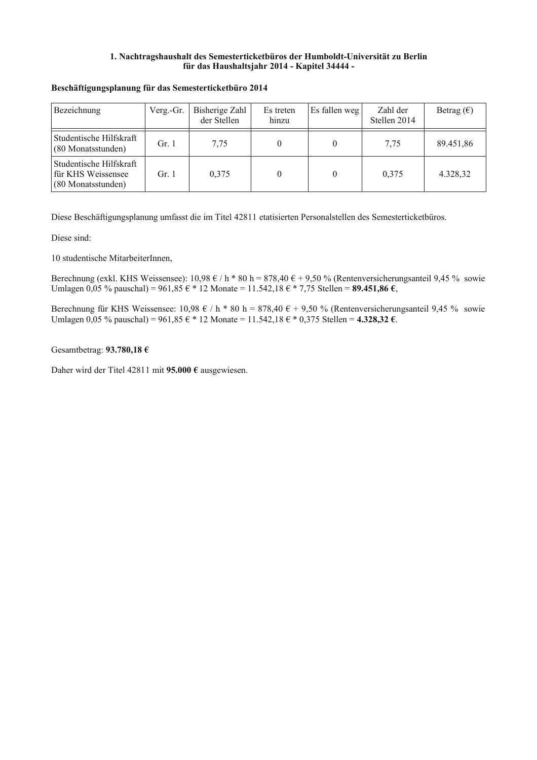**1. Nachtragshaushalt des Semesterticketbüros der Humboldt-Universität zu Berlin**
**für das Haushaltsjahr 2014 - Kapitel 34444 -**

**Beschäftigungsplanung für das Semesterticketbüro 2014**

| Bezeichnung | Verg.-Gr. | Bisherige Zahl der Stellen | Es treten hinzu | Es fallen weg | Zahl der Stellen 2014 | Betrag (€) |
|---|---|---|---|---|---|---|
| Studentische Hilfskraft (80 Monatsstunden) | Gr. 1 | 7,75 | 0 | 0 | 7,75 | 89.451,86 |
| Studentische Hilfskraft für KHS Weissensee (80 Monatsstunden) | Gr. 1 | 0,375 | 0 | 0 | 0,375 | 4.328,32 |

Diese Beschäftigungsplanung umfasst die im Titel 42811 etatisierten Personalstellen des Semesterticketbüros.

Diese sind:

10 studentische MitarbeiterInnen,

Berechnung (exkl. KHS Weissensee): 10,98 € / h * 80 h = 878,40 € + 9,50 % (Rentenversicherungsanteil 9,45 % sowie Umlagen 0,05 % pauschal) = 961,85 € * 12 Monate = 11.542,18 € * 7,75 Stellen = **89.451,86 €**,

Berechnung für KHS Weissensee: 10,98 € / h * 80 h = 878,40 € + 9,50 % (Rentenversicherungsanteil 9,45 % sowie Umlagen 0,05 % pauschal) = 961,85 € * 12 Monate = 11.542,18 € * 0,375 Stellen = **4.328,32 €**.

Gesamtbetrag: **93.780,18 €**

Daher wird der Titel 42811 mit **95.000 €** ausgewiesen.